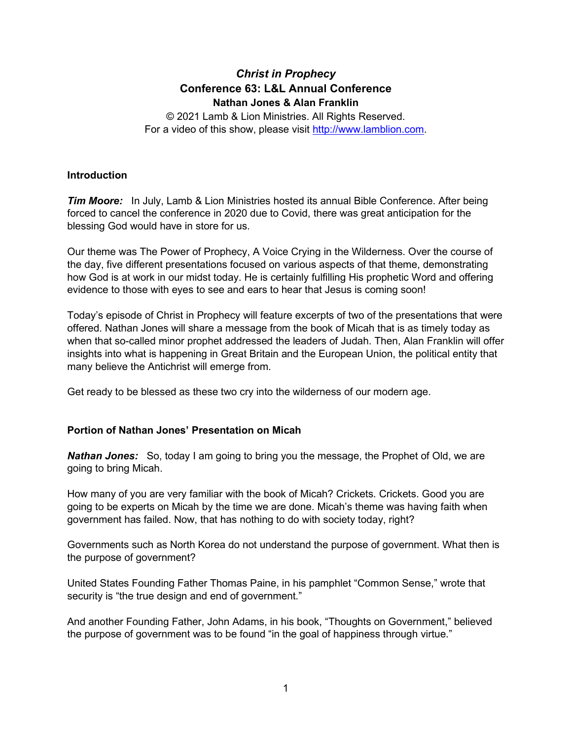# *Christ in Prophecy*
## Conference 63: L&L Annual Conference
### Nathan Jones & Alan Franklin

© 2021 Lamb & Lion Ministries. All Rights Reserved.
For a video of this show, please visit http://www.lamblion.com.

**Introduction**

***Tim Moore:*** In July, Lamb & Lion Ministries hosted its annual Bible Conference. After being forced to cancel the conference in 2020 due to Covid, there was great anticipation for the blessing God would have in store for us.

Our theme was The Power of Prophecy, A Voice Crying in the Wilderness. Over the course of the day, five different presentations focused on various aspects of that theme, demonstrating how God is at work in our midst today. He is certainly fulfilling His prophetic Word and offering evidence to those with eyes to see and ears to hear that Jesus is coming soon!

Today's episode of Christ in Prophecy will feature excerpts of two of the presentations that were offered. Nathan Jones will share a message from the book of Micah that is as timely today as when that so-called minor prophet addressed the leaders of Judah. Then, Alan Franklin will offer insights into what is happening in Great Britain and the European Union, the political entity that many believe the Antichrist will emerge from.

Get ready to be blessed as these two cry into the wilderness of our modern age.

**Portion of Nathan Jones' Presentation on Micah**

***Nathan Jones:*** So, today I am going to bring you the message, the Prophet of Old, we are going to bring Micah.

How many of you are very familiar with the book of Micah? Crickets. Crickets. Good you are going to be experts on Micah by the time we are done. Micah's theme was having faith when government has failed. Now, that has nothing to do with society today, right?

Governments such as North Korea do not understand the purpose of government. What then is the purpose of government?

United States Founding Father Thomas Paine, in his pamphlet "Common Sense," wrote that security is "the true design and end of government."

And another Founding Father, John Adams, in his book, "Thoughts on Government," believed the purpose of government was to be found "in the goal of happiness through virtue."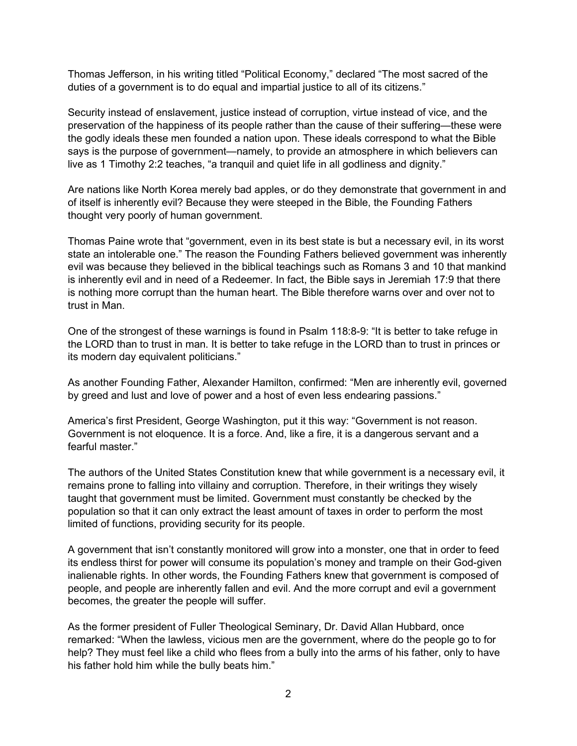Thomas Jefferson, in his writing titled “Political Economy,” declared “The most sacred of the duties of a government is to do equal and impartial justice to all of its citizens.”

Security instead of enslavement, justice instead of corruption, virtue instead of vice, and the preservation of the happiness of its people rather than the cause of their suffering—these were the godly ideals these men founded a nation upon. These ideals correspond to what the Bible says is the purpose of government—namely, to provide an atmosphere in which believers can live as 1 Timothy 2:2 teaches, “a tranquil and quiet life in all godliness and dignity.”

Are nations like North Korea merely bad apples, or do they demonstrate that government in and of itself is inherently evil? Because they were steeped in the Bible, the Founding Fathers thought very poorly of human government.

Thomas Paine wrote that “government, even in its best state is but a necessary evil, in its worst state an intolerable one.” The reason the Founding Fathers believed government was inherently evil was because they believed in the biblical teachings such as Romans 3 and 10 that mankind is inherently evil and in need of a Redeemer. In fact, the Bible says in Jeremiah 17:9 that there is nothing more corrupt than the human heart. The Bible therefore warns over and over not to trust in Man.

One of the strongest of these warnings is found in Psalm 118:8-9: “It is better to take refuge in the LORD than to trust in man. It is better to take refuge in the LORD than to trust in princes or its modern day equivalent politicians.”

As another Founding Father, Alexander Hamilton, confirmed: “Men are inherently evil, governed by greed and lust and love of power and a host of even less endearing passions.”

America’s first President, George Washington, put it this way: “Government is not reason. Government is not eloquence. It is a force. And, like a fire, it is a dangerous servant and a fearful master.”

The authors of the United States Constitution knew that while government is a necessary evil, it remains prone to falling into villainy and corruption. Therefore, in their writings they wisely taught that government must be limited. Government must constantly be checked by the population so that it can only extract the least amount of taxes in order to perform the most limited of functions, providing security for its people.

A government that isn’t constantly monitored will grow into a monster, one that in order to feed its endless thirst for power will consume its population’s money and trample on their God-given inalienable rights. In other words, the Founding Fathers knew that government is composed of people, and people are inherently fallen and evil. And the more corrupt and evil a government becomes, the greater the people will suffer.

As the former president of Fuller Theological Seminary, Dr. David Allan Hubbard, once remarked: “When the lawless, vicious men are the government, where do the people go to for help? They must feel like a child who flees from a bully into the arms of his father, only to have his father hold him while the bully beats him.”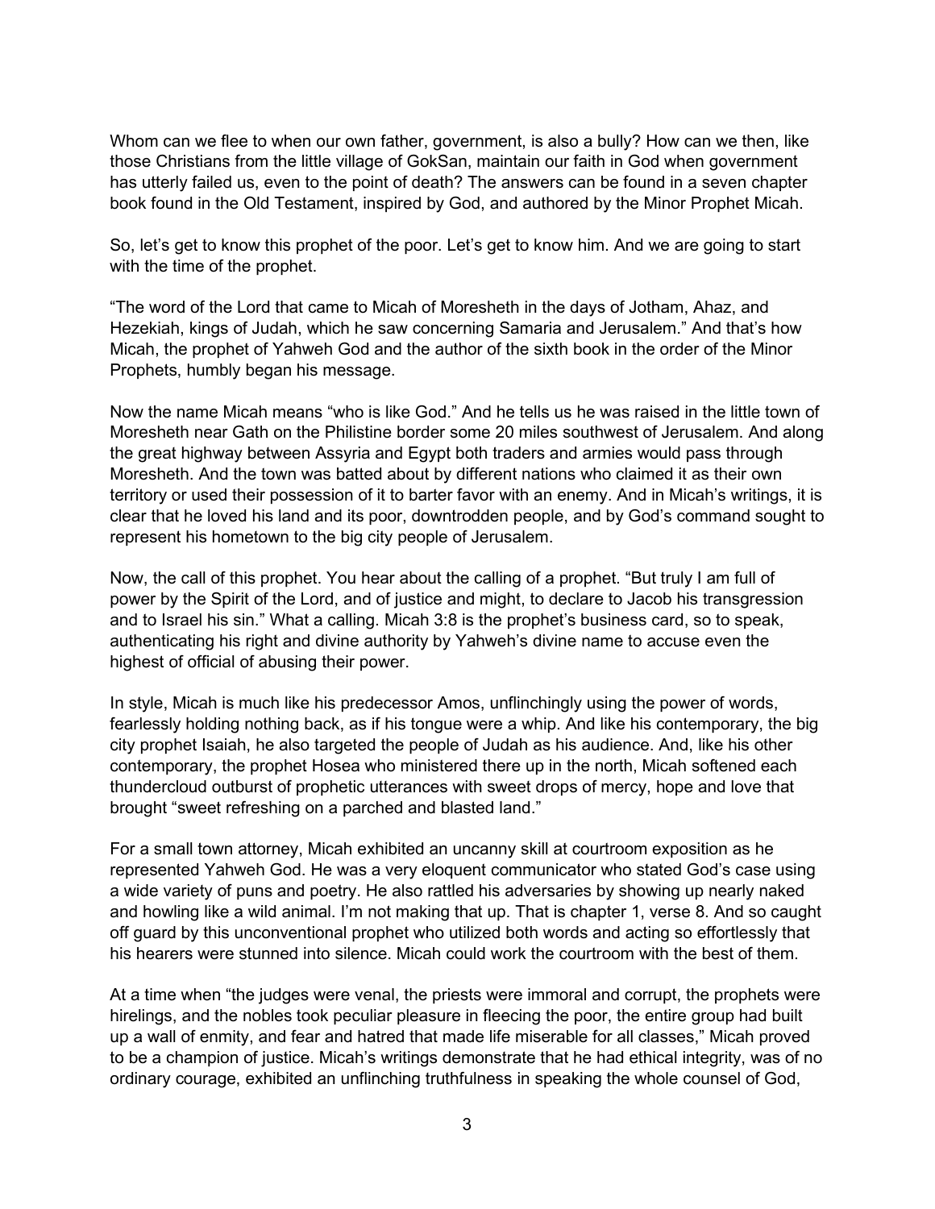Whom can we flee to when our own father, government, is also a bully? How can we then, like those Christians from the little village of GokSan, maintain our faith in God when government has utterly failed us, even to the point of death? The answers can be found in a seven chapter book found in the Old Testament, inspired by God, and authored by the Minor Prophet Micah.

So, let's get to know this prophet of the poor. Let's get to know him. And we are going to start with the time of the prophet.

"The word of the Lord that came to Micah of Moresheth in the days of Jotham, Ahaz, and Hezekiah, kings of Judah, which he saw concerning Samaria and Jerusalem." And that's how Micah, the prophet of Yahweh God and the author of the sixth book in the order of the Minor Prophets, humbly began his message.

Now the name Micah means "who is like God." And he tells us he was raised in the little town of Moresheth near Gath on the Philistine border some 20 miles southwest of Jerusalem. And along the great highway between Assyria and Egypt both traders and armies would pass through Moresheth. And the town was batted about by different nations who claimed it as their own territory or used their possession of it to barter favor with an enemy. And in Micah's writings, it is clear that he loved his land and its poor, downtrodden people, and by God's command sought to represent his hometown to the big city people of Jerusalem.

Now, the call of this prophet. You hear about the calling of a prophet. "But truly I am full of power by the Spirit of the Lord, and of justice and might, to declare to Jacob his transgression and to Israel his sin." What a calling. Micah 3:8 is the prophet's business card, so to speak, authenticating his right and divine authority by Yahweh's divine name to accuse even the highest of official of abusing their power.

In style, Micah is much like his predecessor Amos, unflinchingly using the power of words, fearlessly holding nothing back, as if his tongue were a whip. And like his contemporary, the big city prophet Isaiah, he also targeted the people of Judah as his audience. And, like his other contemporary, the prophet Hosea who ministered there up in the north, Micah softened each thundercloud outburst of prophetic utterances with sweet drops of mercy, hope and love that brought "sweet refreshing on a parched and blasted land."

For a small town attorney, Micah exhibited an uncanny skill at courtroom exposition as he represented Yahweh God. He was a very eloquent communicator who stated God's case using a wide variety of puns and poetry. He also rattled his adversaries by showing up nearly naked and howling like a wild animal. I'm not making that up. That is chapter 1, verse 8. And so caught off guard by this unconventional prophet who utilized both words and acting so effortlessly that his hearers were stunned into silence. Micah could work the courtroom with the best of them.

At a time when "the judges were venal, the priests were immoral and corrupt, the prophets were hirelings, and the nobles took peculiar pleasure in fleecing the poor, the entire group had built up a wall of enmity, and fear and hatred that made life miserable for all classes," Micah proved to be a champion of justice. Micah's writings demonstrate that he had ethical integrity, was of no ordinary courage, exhibited an unflinching truthfulness in speaking the whole counsel of God,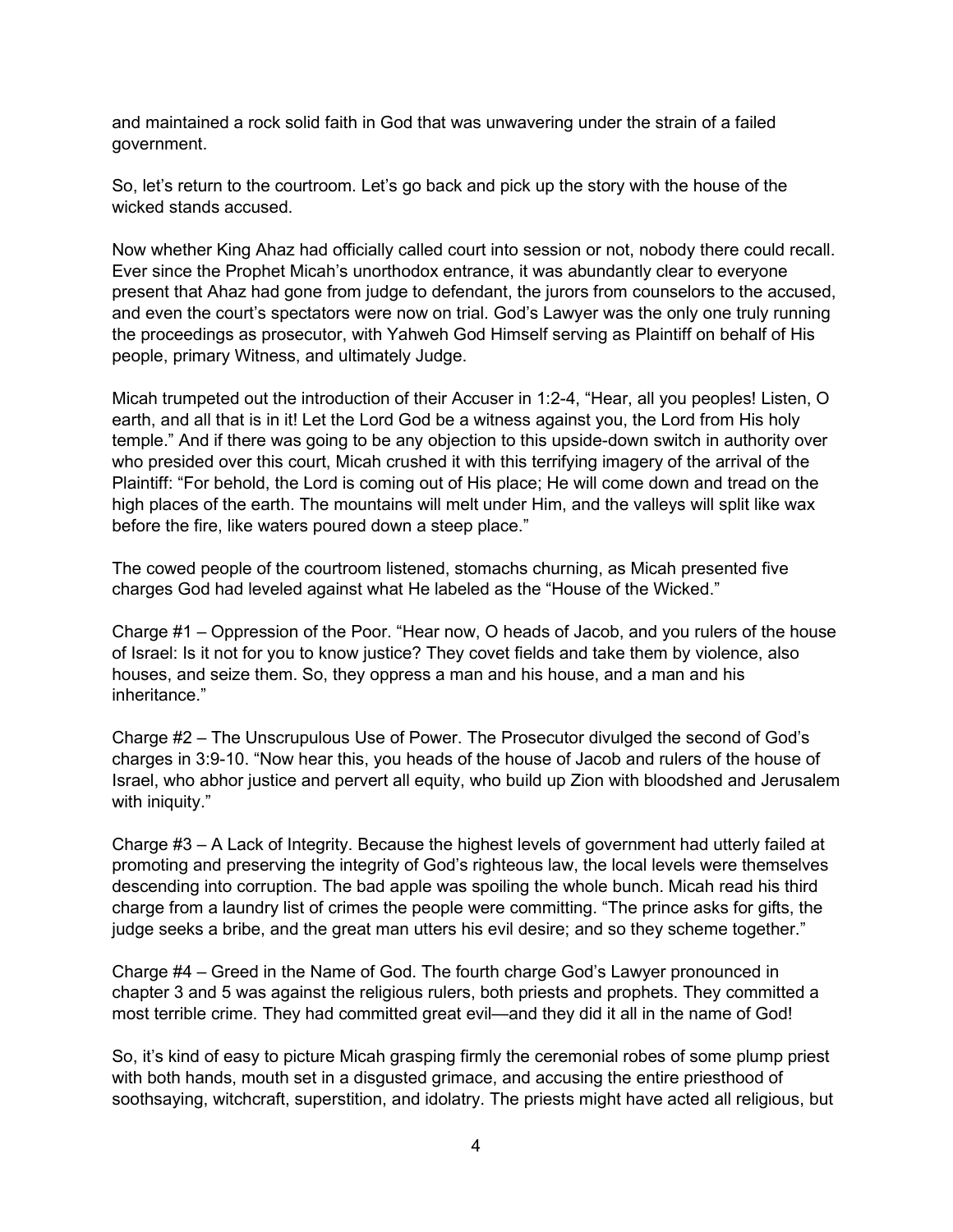and maintained a rock solid faith in God that was unwavering under the strain of a failed government.

So, let's return to the courtroom. Let's go back and pick up the story with the house of the wicked stands accused.

Now whether King Ahaz had officially called court into session or not, nobody there could recall. Ever since the Prophet Micah's unorthodox entrance, it was abundantly clear to everyone present that Ahaz had gone from judge to defendant, the jurors from counselors to the accused, and even the court's spectators were now on trial. God's Lawyer was the only one truly running the proceedings as prosecutor, with Yahweh God Himself serving as Plaintiff on behalf of His people, primary Witness, and ultimately Judge.

Micah trumpeted out the introduction of their Accuser in 1:2-4, "Hear, all you peoples! Listen, O earth, and all that is in it! Let the Lord God be a witness against you, the Lord from His holy temple." And if there was going to be any objection to this upside-down switch in authority over who presided over this court, Micah crushed it with this terrifying imagery of the arrival of the Plaintiff: "For behold, the Lord is coming out of His place; He will come down and tread on the high places of the earth. The mountains will melt under Him, and the valleys will split like wax before the fire, like waters poured down a steep place."

The cowed people of the courtroom listened, stomachs churning, as Micah presented five charges God had leveled against what He labeled as the "House of the Wicked."

Charge #1 – Oppression of the Poor. "Hear now, O heads of Jacob, and you rulers of the house of Israel: Is it not for you to know justice? They covet fields and take them by violence, also houses, and seize them. So, they oppress a man and his house, and a man and his inheritance."

Charge #2 – The Unscrupulous Use of Power. The Prosecutor divulged the second of God's charges in 3:9-10. "Now hear this, you heads of the house of Jacob and rulers of the house of Israel, who abhor justice and pervert all equity, who build up Zion with bloodshed and Jerusalem with iniquity."

Charge #3 – A Lack of Integrity. Because the highest levels of government had utterly failed at promoting and preserving the integrity of God's righteous law, the local levels were themselves descending into corruption. The bad apple was spoiling the whole bunch. Micah read his third charge from a laundry list of crimes the people were committing. "The prince asks for gifts, the judge seeks a bribe, and the great man utters his evil desire; and so they scheme together."

Charge #4 – Greed in the Name of God. The fourth charge God's Lawyer pronounced in chapter 3 and 5 was against the religious rulers, both priests and prophets. They committed a most terrible crime. They had committed great evil—and they did it all in the name of God!

So, it's kind of easy to picture Micah grasping firmly the ceremonial robes of some plump priest with both hands, mouth set in a disgusted grimace, and accusing the entire priesthood of soothsaying, witchcraft, superstition, and idolatry. The priests might have acted all religious, but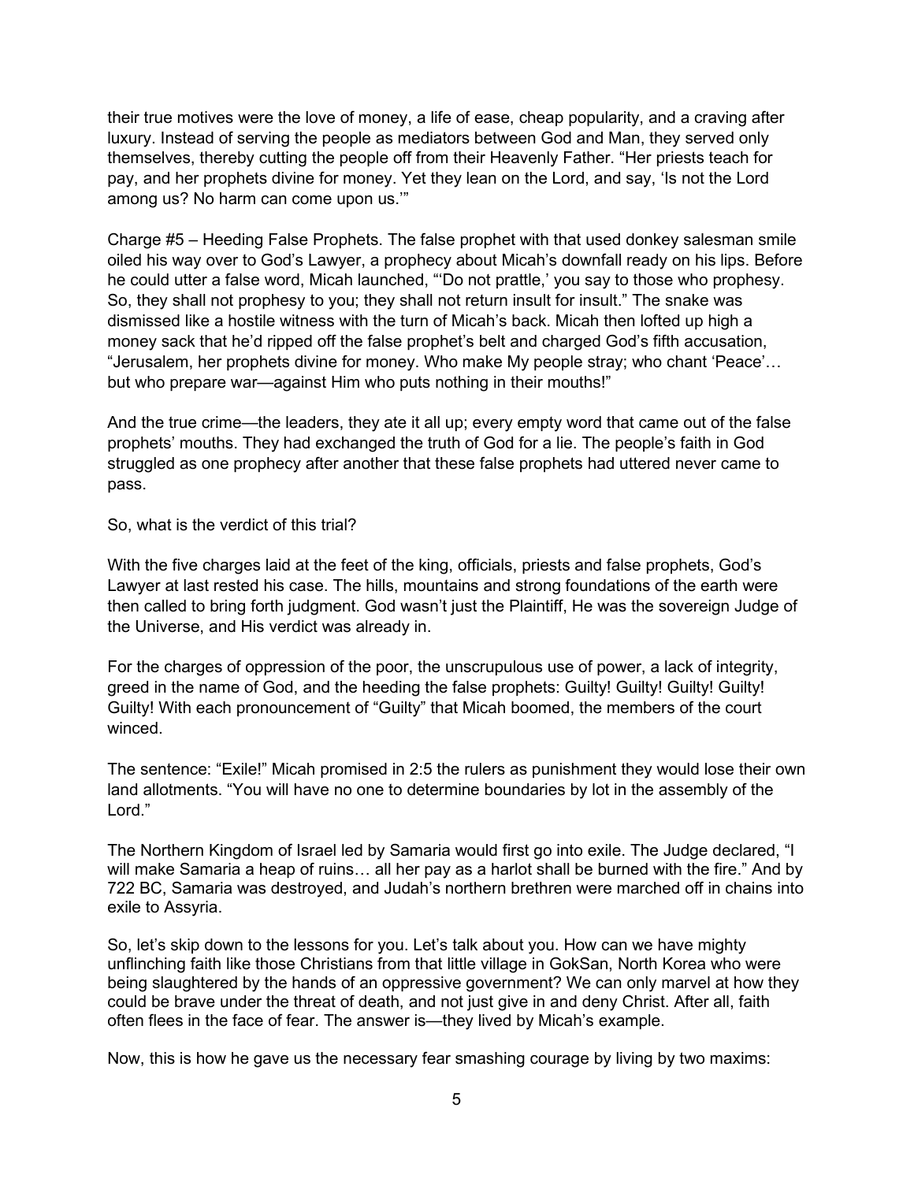their true motives were the love of money, a life of ease, cheap popularity, and a craving after luxury. Instead of serving the people as mediators between God and Man, they served only themselves, thereby cutting the people off from their Heavenly Father. "Her priests teach for pay, and her prophets divine for money. Yet they lean on the Lord, and say, 'Is not the Lord among us? No harm can come upon us.'"

Charge #5 – Heeding False Prophets. The false prophet with that used donkey salesman smile oiled his way over to God's Lawyer, a prophecy about Micah's downfall ready on his lips. Before he could utter a false word, Micah launched, "'Do not prattle,' you say to those who prophesy. So, they shall not prophesy to you; they shall not return insult for insult." The snake was dismissed like a hostile witness with the turn of Micah's back. Micah then lofted up high a money sack that he'd ripped off the false prophet's belt and charged God's fifth accusation, "Jerusalem, her prophets divine for money. Who make My people stray; who chant 'Peace'… but who prepare war—against Him who puts nothing in their mouths!"

And the true crime—the leaders, they ate it all up; every empty word that came out of the false prophets' mouths. They had exchanged the truth of God for a lie. The people's faith in God struggled as one prophecy after another that these false prophets had uttered never came to pass.

So, what is the verdict of this trial?

With the five charges laid at the feet of the king, officials, priests and false prophets, God's Lawyer at last rested his case. The hills, mountains and strong foundations of the earth were then called to bring forth judgment. God wasn't just the Plaintiff, He was the sovereign Judge of the Universe, and His verdict was already in.

For the charges of oppression of the poor, the unscrupulous use of power, a lack of integrity, greed in the name of God, and the heeding the false prophets: Guilty! Guilty! Guilty! Guilty! Guilty! With each pronouncement of "Guilty" that Micah boomed, the members of the court winced.

The sentence: "Exile!" Micah promised in 2:5 the rulers as punishment they would lose their own land allotments. "You will have no one to determine boundaries by lot in the assembly of the Lord."

The Northern Kingdom of Israel led by Samaria would first go into exile. The Judge declared, "I will make Samaria a heap of ruins… all her pay as a harlot shall be burned with the fire." And by 722 BC, Samaria was destroyed, and Judah's northern brethren were marched off in chains into exile to Assyria.

So, let's skip down to the lessons for you. Let's talk about you. How can we have mighty unflinching faith like those Christians from that little village in GokSan, North Korea who were being slaughtered by the hands of an oppressive government? We can only marvel at how they could be brave under the threat of death, and not just give in and deny Christ. After all, faith often flees in the face of fear. The answer is—they lived by Micah's example.

Now, this is how he gave us the necessary fear smashing courage by living by two maxims: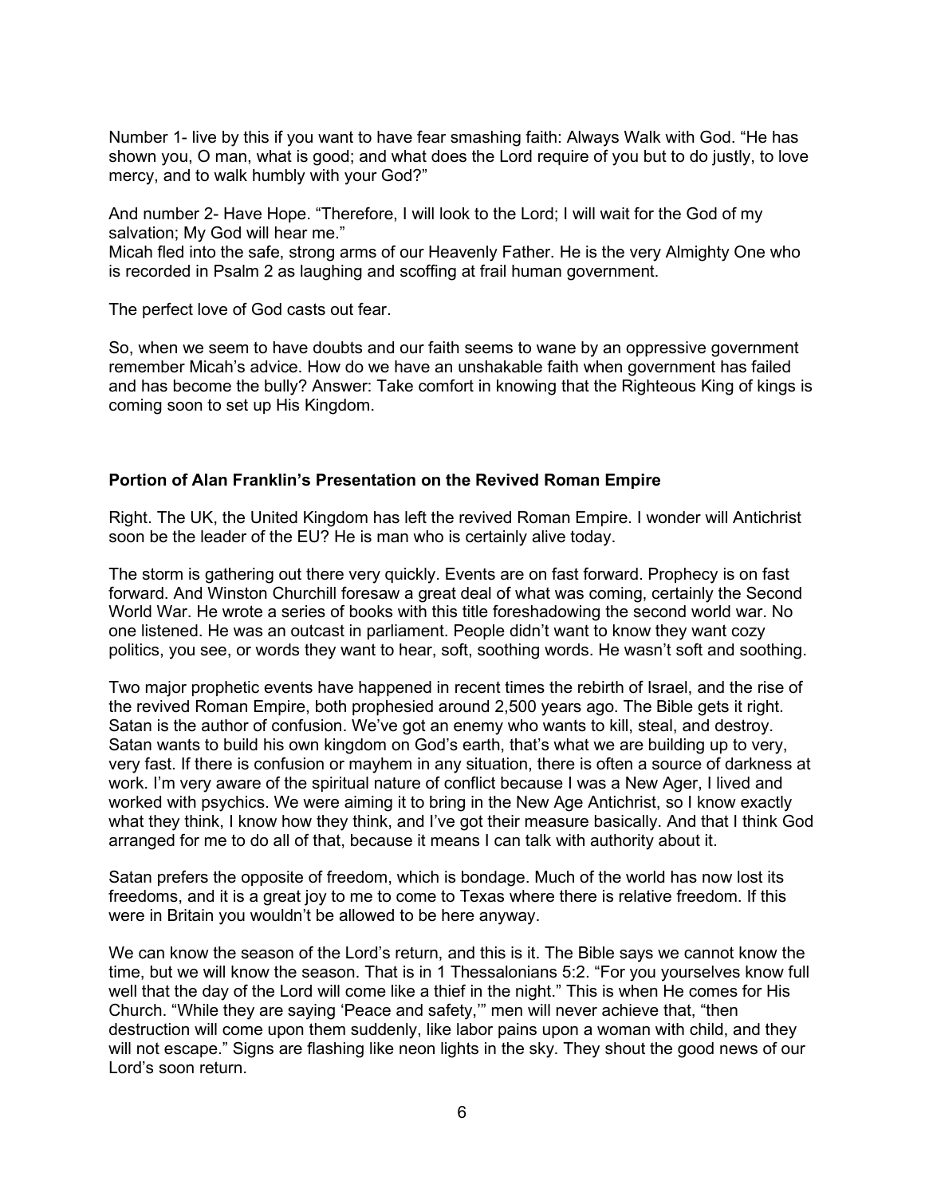Number 1- live by this if you want to have fear smashing faith: Always Walk with God. "He has shown you, O man, what is good; and what does the Lord require of you but to do justly, to love mercy, and to walk humbly with your God?"

And number 2- Have Hope. "Therefore, I will look to the Lord; I will wait for the God of my salvation; My God will hear me."
Micah fled into the safe, strong arms of our Heavenly Father. He is the very Almighty One who is recorded in Psalm 2 as laughing and scoffing at frail human government.

The perfect love of God casts out fear.

So, when we seem to have doubts and our faith seems to wane by an oppressive government remember Micah's advice. How do we have an unshakable faith when government has failed and has become the bully? Answer: Take comfort in knowing that the Righteous King of kings is coming soon to set up His Kingdom.

**Portion of Alan Franklin's Presentation on the Revived Roman Empire**

Right. The UK, the United Kingdom has left the revived Roman Empire. I wonder will Antichrist soon be the leader of the EU? He is man who is certainly alive today.

The storm is gathering out there very quickly. Events are on fast forward. Prophecy is on fast forward. And Winston Churchill foresaw a great deal of what was coming, certainly the Second World War. He wrote a series of books with this title foreshadowing the second world war. No one listened. He was an outcast in parliament. People didn't want to know they want cozy politics, you see, or words they want to hear, soft, soothing words. He wasn't soft and soothing.

Two major prophetic events have happened in recent times the rebirth of Israel, and the rise of the revived Roman Empire, both prophesied around 2,500 years ago. The Bible gets it right. Satan is the author of confusion. We've got an enemy who wants to kill, steal, and destroy. Satan wants to build his own kingdom on God's earth, that's what we are building up to very, very fast. If there is confusion or mayhem in any situation, there is often a source of darkness at work. I'm very aware of the spiritual nature of conflict because I was a New Ager, I lived and worked with psychics. We were aiming it to bring in the New Age Antichrist, so I know exactly what they think, I know how they think, and I've got their measure basically. And that I think God arranged for me to do all of that, because it means I can talk with authority about it.

Satan prefers the opposite of freedom, which is bondage. Much of the world has now lost its freedoms, and it is a great joy to me to come to Texas where there is relative freedom. If this were in Britain you wouldn't be allowed to be here anyway.

We can know the season of the Lord's return, and this is it. The Bible says we cannot know the time, but we will know the season. That is in 1 Thessalonians 5:2. "For you yourselves know full well that the day of the Lord will come like a thief in the night." This is when He comes for His Church. "While they are saying 'Peace and safety,'" men will never achieve that, "then destruction will come upon them suddenly, like labor pains upon a woman with child, and they will not escape." Signs are flashing like neon lights in the sky. They shout the good news of our Lord's soon return.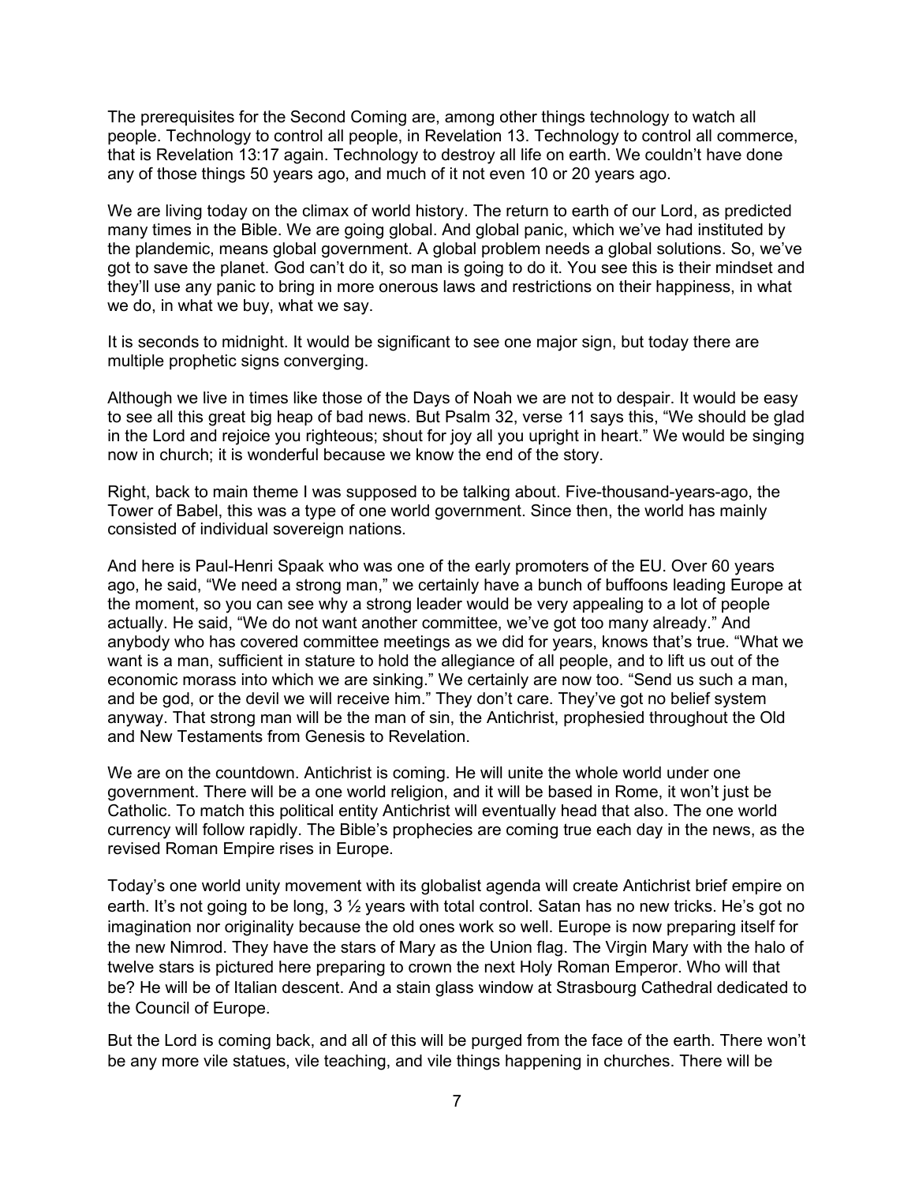The prerequisites for the Second Coming are, among other things technology to watch all people. Technology to control all people, in Revelation 13. Technology to control all commerce, that is Revelation 13:17 again. Technology to destroy all life on earth. We couldn't have done any of those things 50 years ago, and much of it not even 10 or 20 years ago.

We are living today on the climax of world history. The return to earth of our Lord, as predicted many times in the Bible. We are going global. And global panic, which we've had instituted by the plandemic, means global government. A global problem needs a global solutions. So, we've got to save the planet. God can't do it, so man is going to do it. You see this is their mindset and they'll use any panic to bring in more onerous laws and restrictions on their happiness, in what we do, in what we buy, what we say.

It is seconds to midnight. It would be significant to see one major sign, but today there are multiple prophetic signs converging.

Although we live in times like those of the Days of Noah we are not to despair. It would be easy to see all this great big heap of bad news. But Psalm 32, verse 11 says this, "We should be glad in the Lord and rejoice you righteous; shout for joy all you upright in heart." We would be singing now in church; it is wonderful because we know the end of the story.

Right, back to main theme I was supposed to be talking about. Five-thousand-years-ago, the Tower of Babel, this was a type of one world government. Since then, the world has mainly consisted of individual sovereign nations.

And here is Paul-Henri Spaak who was one of the early promoters of the EU. Over 60 years ago, he said, "We need a strong man," we certainly have a bunch of buffoons leading Europe at the moment, so you can see why a strong leader would be very appealing to a lot of people actually. He said, "We do not want another committee, we've got too many already." And anybody who has covered committee meetings as we did for years, knows that's true. "What we want is a man, sufficient in stature to hold the allegiance of all people, and to lift us out of the economic morass into which we are sinking." We certainly are now too. "Send us such a man, and be god, or the devil we will receive him." They don't care. They've got no belief system anyway. That strong man will be the man of sin, the Antichrist, prophesied throughout the Old and New Testaments from Genesis to Revelation.

We are on the countdown. Antichrist is coming. He will unite the whole world under one government. There will be a one world religion, and it will be based in Rome, it won't just be Catholic. To match this political entity Antichrist will eventually head that also. The one world currency will follow rapidly. The Bible's prophecies are coming true each day in the news, as the revised Roman Empire rises in Europe.

Today's one world unity movement with its globalist agenda will create Antichrist brief empire on earth. It's not going to be long, 3 ½ years with total control. Satan has no new tricks. He's got no imagination nor originality because the old ones work so well. Europe is now preparing itself for the new Nimrod. They have the stars of Mary as the Union flag. The Virgin Mary with the halo of twelve stars is pictured here preparing to crown the next Holy Roman Emperor. Who will that be? He will be of Italian descent. And a stain glass window at Strasbourg Cathedral dedicated to the Council of Europe.

But the Lord is coming back, and all of this will be purged from the face of the earth. There won't be any more vile statues, vile teaching, and vile things happening in churches. There will be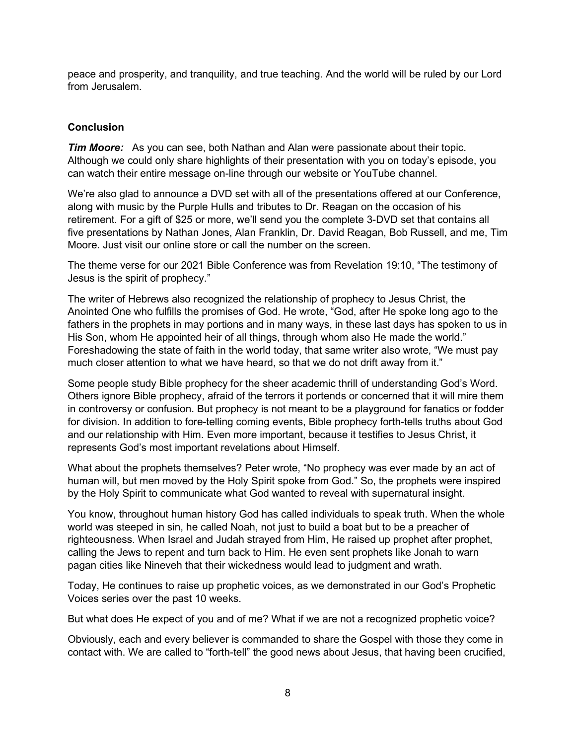peace and prosperity, and tranquility, and true teaching. And the world will be ruled by our Lord from Jerusalem.

**Conclusion**

***Tim Moore:*** As you can see, both Nathan and Alan were passionate about their topic. Although we could only share highlights of their presentation with you on today's episode, you can watch their entire message on-line through our website or YouTube channel.

We're also glad to announce a DVD set with all of the presentations offered at our Conference, along with music by the Purple Hulls and tributes to Dr. Reagan on the occasion of his retirement. For a gift of $25 or more, we'll send you the complete 3-DVD set that contains all five presentations by Nathan Jones, Alan Franklin, Dr. David Reagan, Bob Russell, and me, Tim Moore. Just visit our online store or call the number on the screen.

The theme verse for our 2021 Bible Conference was from Revelation 19:10, "The testimony of Jesus is the spirit of prophecy."

The writer of Hebrews also recognized the relationship of prophecy to Jesus Christ, the Anointed One who fulfills the promises of God. He wrote, "God, after He spoke long ago to the fathers in the prophets in may portions and in many ways, in these last days has spoken to us in His Son, whom He appointed heir of all things, through whom also He made the world." Foreshadowing the state of faith in the world today, that same writer also wrote, "We must pay much closer attention to what we have heard, so that we do not drift away from it."

Some people study Bible prophecy for the sheer academic thrill of understanding God's Word. Others ignore Bible prophecy, afraid of the terrors it portends or concerned that it will mire them in controversy or confusion. But prophecy is not meant to be a playground for fanatics or fodder for division. In addition to fore-telling coming events, Bible prophecy forth-tells truths about God and our relationship with Him. Even more important, because it testifies to Jesus Christ, it represents God's most important revelations about Himself.

What about the prophets themselves? Peter wrote, "No prophecy was ever made by an act of human will, but men moved by the Holy Spirit spoke from God." So, the prophets were inspired by the Holy Spirit to communicate what God wanted to reveal with supernatural insight.

You know, throughout human history God has called individuals to speak truth. When the whole world was steeped in sin, he called Noah, not just to build a boat but to be a preacher of righteousness. When Israel and Judah strayed from Him, He raised up prophet after prophet, calling the Jews to repent and turn back to Him. He even sent prophets like Jonah to warn pagan cities like Nineveh that their wickedness would lead to judgment and wrath.

Today, He continues to raise up prophetic voices, as we demonstrated in our God's Prophetic Voices series over the past 10 weeks.

But what does He expect of you and of me? What if we are not a recognized prophetic voice?

Obviously, each and every believer is commanded to share the Gospel with those they come in contact with. We are called to "forth-tell" the good news about Jesus, that having been crucified,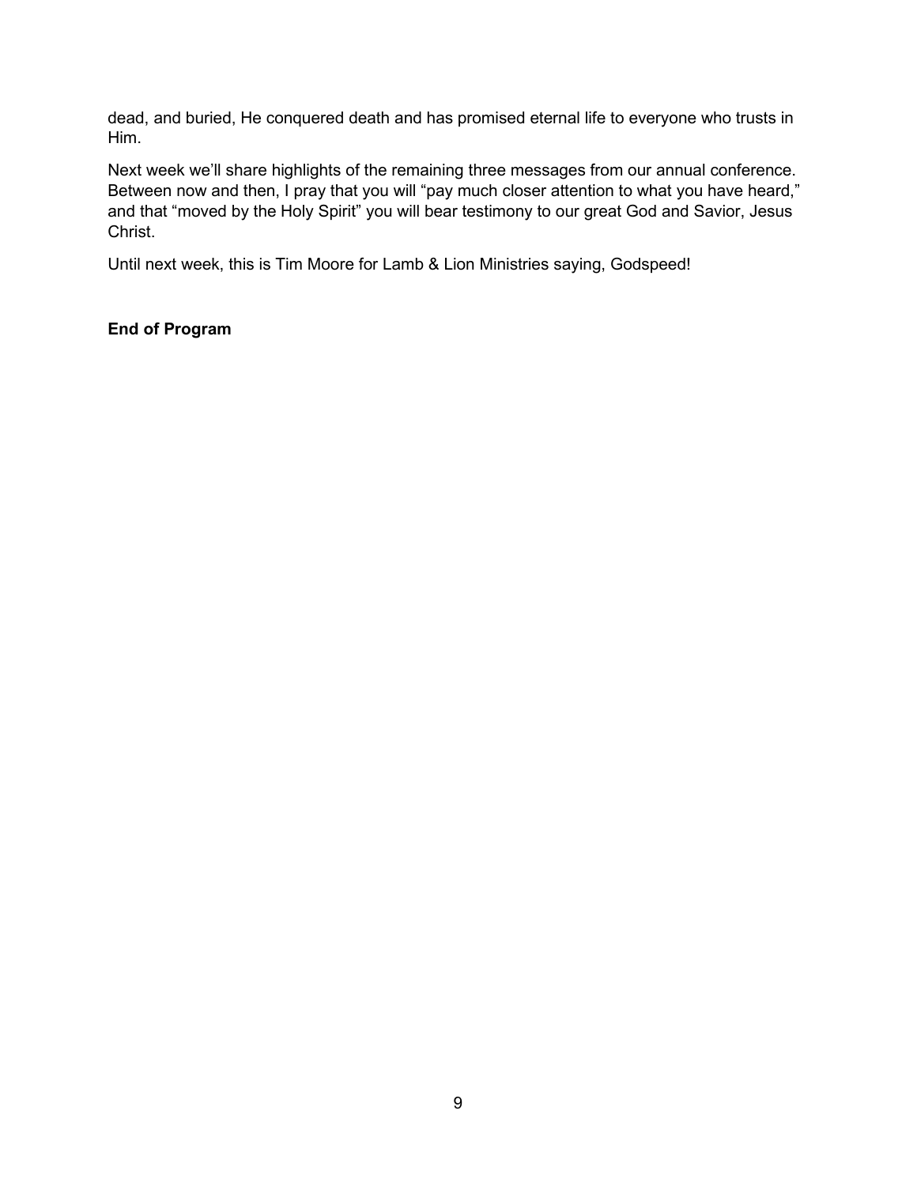dead, and buried, He conquered death and has promised eternal life to everyone who trusts in Him.

Next week we'll share highlights of the remaining three messages from our annual conference. Between now and then, I pray that you will "pay much closer attention to what you have heard," and that "moved by the Holy Spirit" you will bear testimony to our great God and Savior, Jesus Christ.

Until next week, this is Tim Moore for Lamb & Lion Ministries saying, Godspeed!

**End of Program**